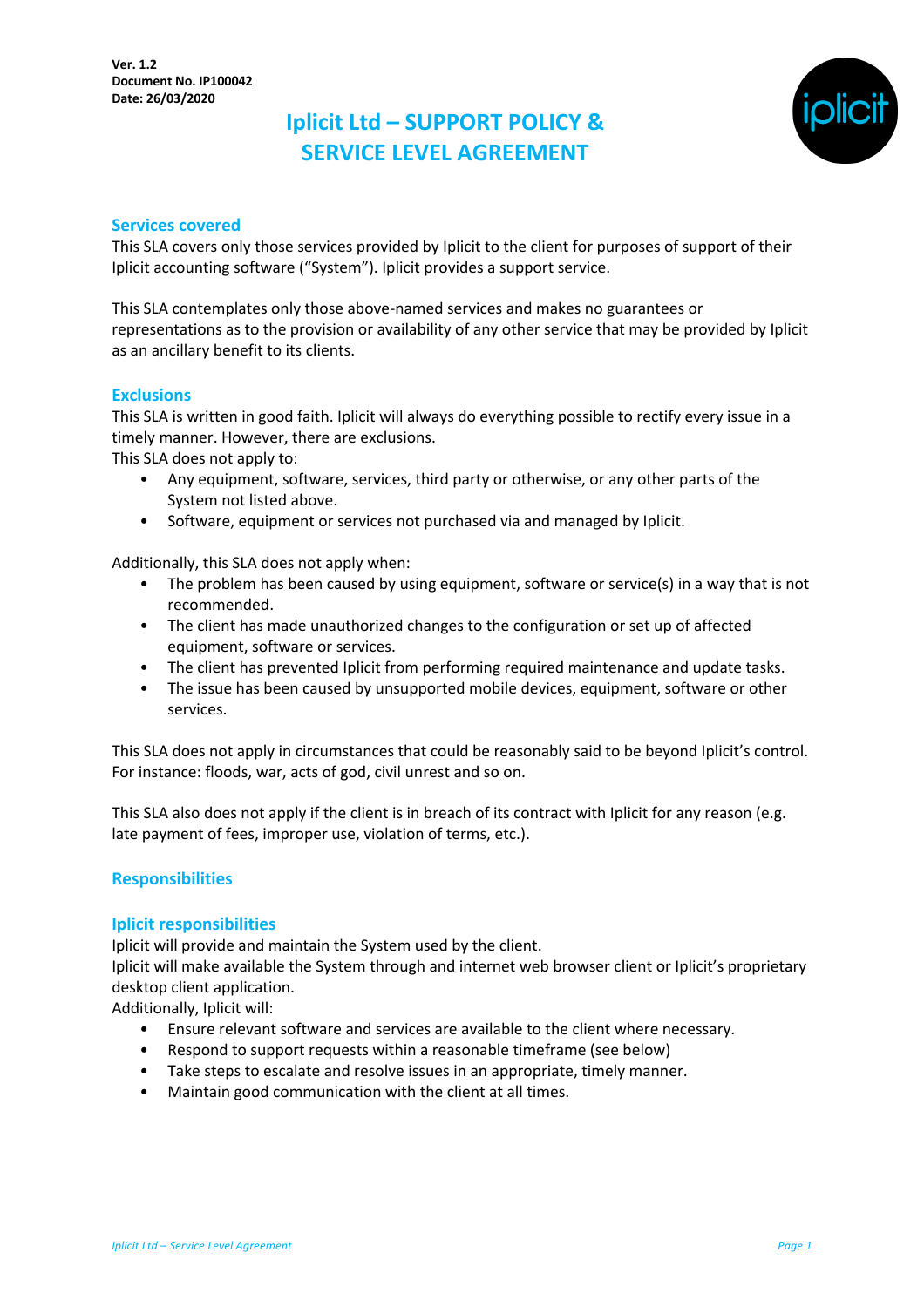**Ver. 1.2**
**Document No. IP100042**
**Date: 26/03/2020**

# Iplicit Ltd – SUPPORT POLICY & SERVICE LEVEL AGREEMENT

## Services covered

This SLA covers only those services provided by Iplicit to the client for purposes of support of their Iplicit accounting software ("System"). Iplicit provides a support service.

This SLA contemplates only those above-named services and makes no guarantees or representations as to the provision or availability of any other service that may be provided by Iplicit as an ancillary benefit to its clients.

## Exclusions

This SLA is written in good faith. Iplicit will always do everything possible to rectify every issue in a timely manner. However, there are exclusions.
This SLA does not apply to:

- Any equipment, software, services, third party or otherwise, or any other parts of the System not listed above.
- Software, equipment or services not purchased via and managed by Iplicit.

Additionally, this SLA does not apply when:

- The problem has been caused by using equipment, software or service(s) in a way that is not recommended.
- The client has made unauthorized changes to the configuration or set up of affected equipment, software or services.
- The client has prevented Iplicit from performing required maintenance and update tasks.
- The issue has been caused by unsupported mobile devices, equipment, software or other services.

This SLA does not apply in circumstances that could be reasonably said to be beyond Iplicit's control. For instance: floods, war, acts of god, civil unrest and so on.

This SLA also does not apply if the client is in breach of its contract with Iplicit for any reason (e.g. late payment of fees, improper use, violation of terms, etc.).

## Responsibilities

### Iplicit responsibilities

Iplicit will provide and maintain the System used by the client.
Iplicit will make available the System through and internet web browser client or Iplicit's proprietary desktop client application.
Additionally, Iplicit will:

- Ensure relevant software and services are available to the client where necessary.
- Respond to support requests within a reasonable timeframe (see below)
- Take steps to escalate and resolve issues in an appropriate, timely manner.
- Maintain good communication with the client at all times.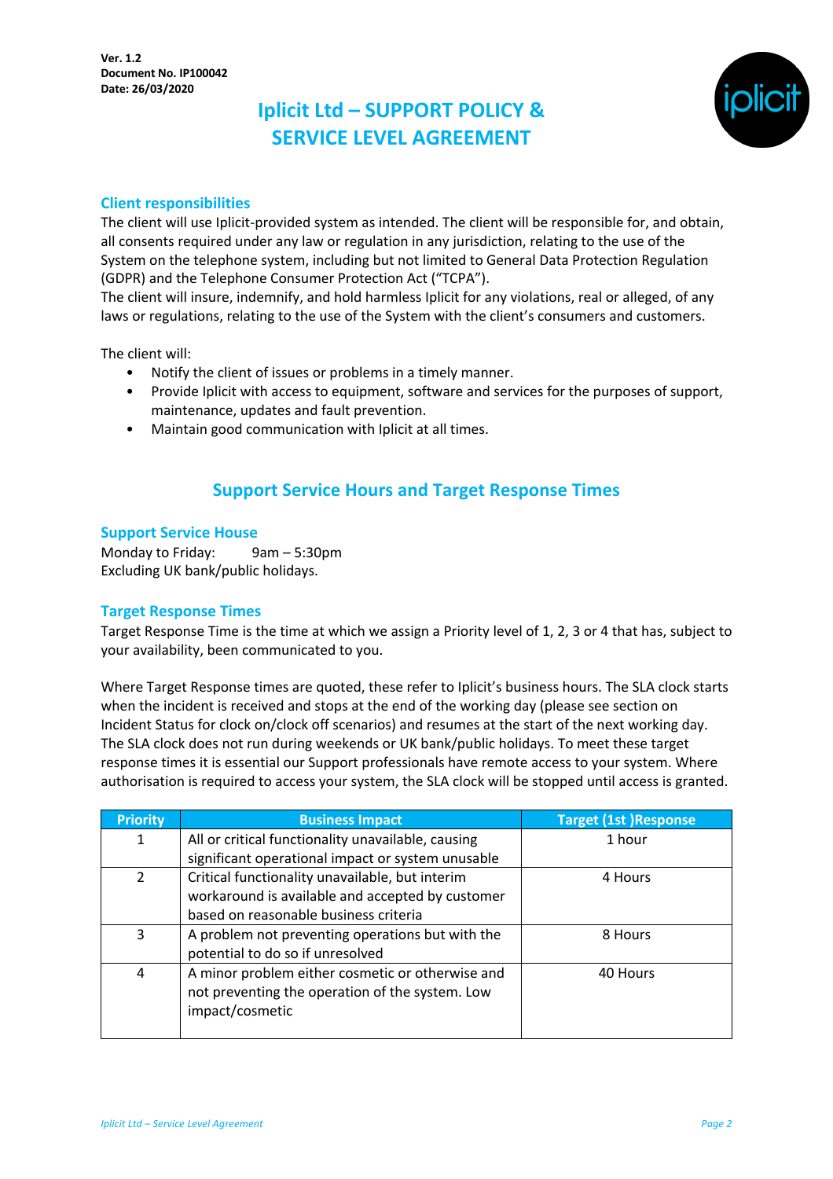Ver. 1.2
Document No. IP100042
Date: 26/03/2020

# Iplicit Ltd – SUPPORT POLICY & SERVICE LEVEL AGREEMENT

## Client responsibilities

The client will use Iplicit-provided system as intended. The client will be responsible for, and obtain, all consents required under any law or regulation in any jurisdiction, relating to the use of the System on the telephone system, including but not limited to General Data Protection Regulation (GDPR) and the Telephone Consumer Protection Act ("TCPA").
The client will insure, indemnify, and hold harmless Iplicit for any violations, real or alleged, of any laws or regulations, relating to the use of the System with the client's consumers and customers.

The client will:

- Notify the client of issues or problems in a timely manner.
- Provide Iplicit with access to equipment, software and services for the purposes of support, maintenance, updates and fault prevention.
- Maintain good communication with Iplicit at all times.

## Support Service Hours and Target Response Times

### Support Service House

Monday to Friday: 9am – 5:30pm
Excluding UK bank/public holidays.

### Target Response Times

Target Response Time is the time at which we assign a Priority level of 1, 2, 3 or 4 that has, subject to your availability, been communicated to you.

Where Target Response times are quoted, these refer to Iplicit's business hours. The SLA clock starts when the incident is received and stops at the end of the working day (please see section on Incident Status for clock on/clock off scenarios) and resumes at the start of the next working day. The SLA clock does not run during weekends or UK bank/public holidays. To meet these target response times it is essential our Support professionals have remote access to your system. Where authorisation is required to access your system, the SLA clock will be stopped until access is granted.

| Priority | Business Impact | Target (1st )Response |
|---|---|---|
| 1 | All or critical functionality unavailable, causing significant operational impact or system unusable | 1 hour |
| 2 | Critical functionality unavailable, but interim workaround is available and accepted by customer based on reasonable business criteria | 4 Hours |
| 3 | A problem not preventing operations but with the potential to do so if unresolved | 8 Hours |
| 4 | A minor problem either cosmetic or otherwise and not preventing the operation of the system. Low impact/cosmetic | 40 Hours |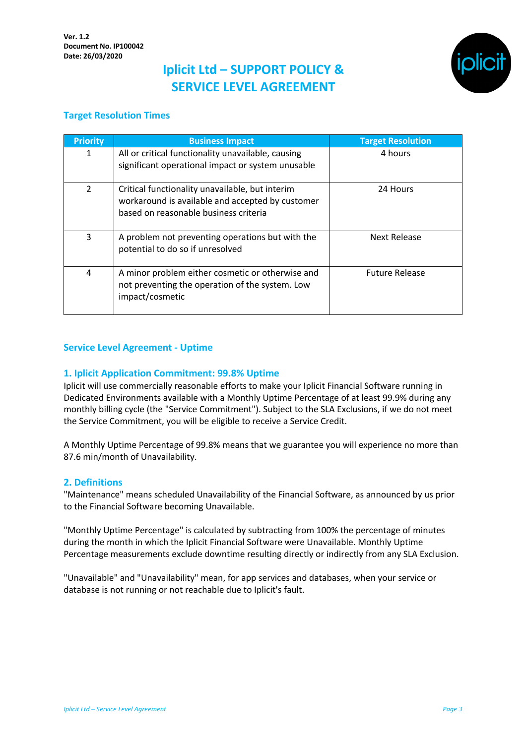Ver. 1.2
Document No. IP100042
Date: 26/03/2020

# Iplicit Ltd – SUPPORT POLICY & SERVICE LEVEL AGREEMENT

## Target Resolution Times

| Priority | Business Impact | Target Resolution |
|---|---|---|
| 1 | All or critical functionality unavailable, causing significant operational impact or system unusable | 4 hours |
| 2 | Critical functionality unavailable, but interim workaround is available and accepted by customer based on reasonable business criteria | 24 Hours |
| 3 | A problem not preventing operations but with the potential to do so if unresolved | Next Release |
| 4 | A minor problem either cosmetic or otherwise and not preventing the operation of the system. Low impact/cosmetic | Future Release |

## Service Level Agreement - Uptime

### 1. Iplicit Application Commitment: 99.8% Uptime

Iplicit will use commercially reasonable efforts to make your Iplicit Financial Software running in Dedicated Environments available with a Monthly Uptime Percentage of at least 99.9% during any monthly billing cycle (the "Service Commitment"). Subject to the SLA Exclusions, if we do not meet the Service Commitment, you will be eligible to receive a Service Credit.

A Monthly Uptime Percentage of 99.8% means that we guarantee you will experience no more than 87.6 min/month of Unavailability.

### 2. Definitions

"Maintenance" means scheduled Unavailability of the Financial Software, as announced by us prior to the Financial Software becoming Unavailable.

"Monthly Uptime Percentage" is calculated by subtracting from 100% the percentage of minutes during the month in which the Iplicit Financial Software were Unavailable. Monthly Uptime Percentage measurements exclude downtime resulting directly or indirectly from any SLA Exclusion.

"Unavailable" and "Unavailability" mean, for app services and databases, when your service or database is not running or not reachable due to Iplicit's fault.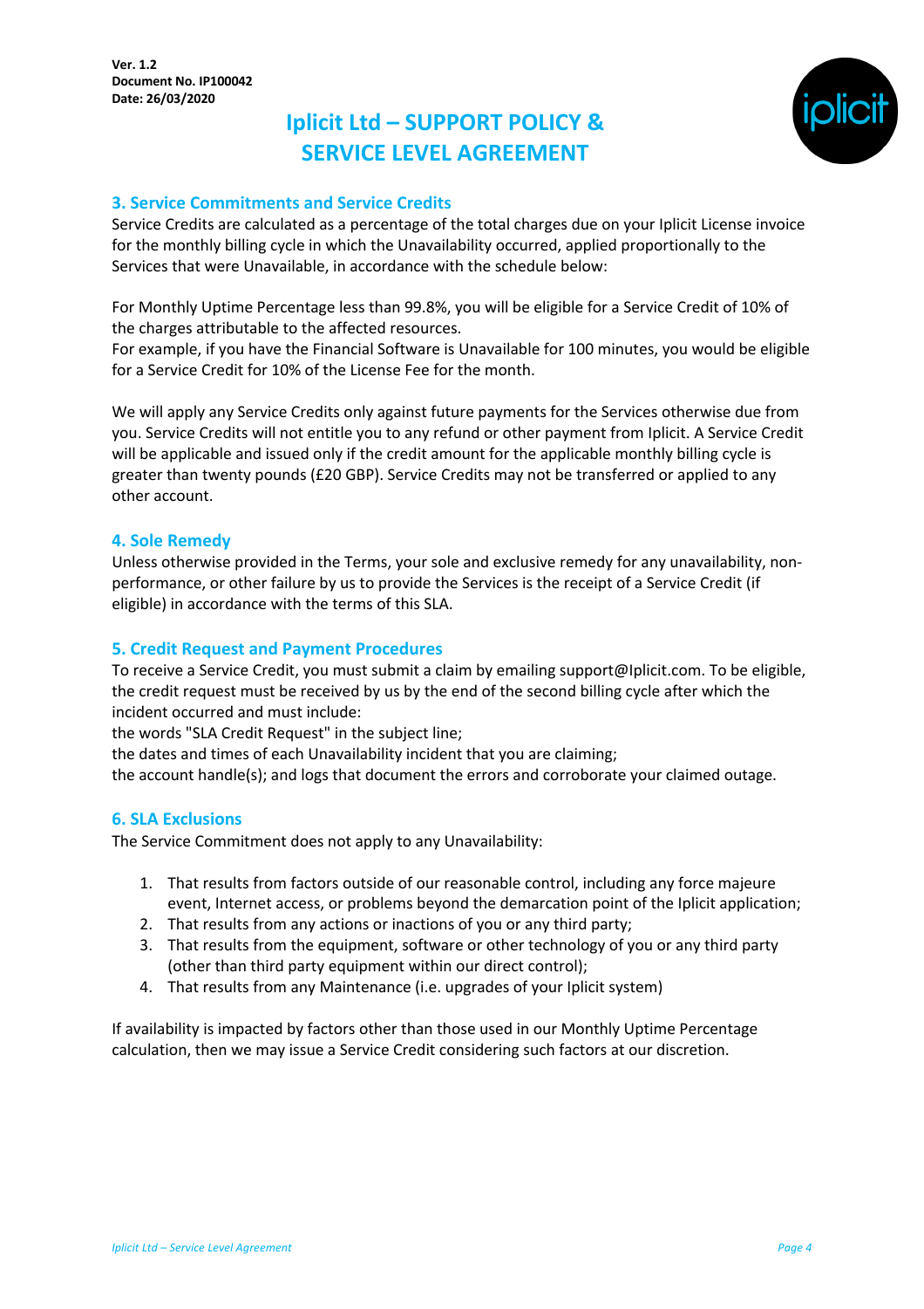## 3. Service Commitments and Service Credits

Service Credits are calculated as a percentage of the total charges due on your Iplicit License invoice for the monthly billing cycle in which the Unavailability occurred, applied proportionally to the Services that were Unavailable, in accordance with the schedule below:

For Monthly Uptime Percentage less than 99.8%, you will be eligible for a Service Credit of 10% of the charges attributable to the affected resources.
For example, if you have the Financial Software is Unavailable for 100 minutes, you would be eligible for a Service Credit for 10% of the License Fee for the month.

We will apply any Service Credits only against future payments for the Services otherwise due from you. Service Credits will not entitle you to any refund or other payment from Iplicit. A Service Credit will be applicable and issued only if the credit amount for the applicable monthly billing cycle is greater than twenty pounds (£20 GBP). Service Credits may not be transferred or applied to any other account.

## 4. Sole Remedy

Unless otherwise provided in the Terms, your sole and exclusive remedy for any unavailability, non-performance, or other failure by us to provide the Services is the receipt of a Service Credit (if eligible) in accordance with the terms of this SLA.

## 5. Credit Request and Payment Procedures

To receive a Service Credit, you must submit a claim by emailing support@Iplicit.com. To be eligible, the credit request must be received by us by the end of the second billing cycle after which the incident occurred and must include:
the words "SLA Credit Request" in the subject line;
the dates and times of each Unavailability incident that you are claiming;
the account handle(s); and logs that document the errors and corroborate your claimed outage.

## 6. SLA Exclusions

The Service Commitment does not apply to any Unavailability:

1. That results from factors outside of our reasonable control, including any force majeure event, Internet access, or problems beyond the demarcation point of the Iplicit application;
2. That results from any actions or inactions of you or any third party;
3. That results from the equipment, software or other technology of you or any third party (other than third party equipment within our direct control);
4. That results from any Maintenance (i.e. upgrades of your Iplicit system)

If availability is impacted by factors other than those used in our Monthly Uptime Percentage calculation, then we may issue a Service Credit considering such factors at our discretion.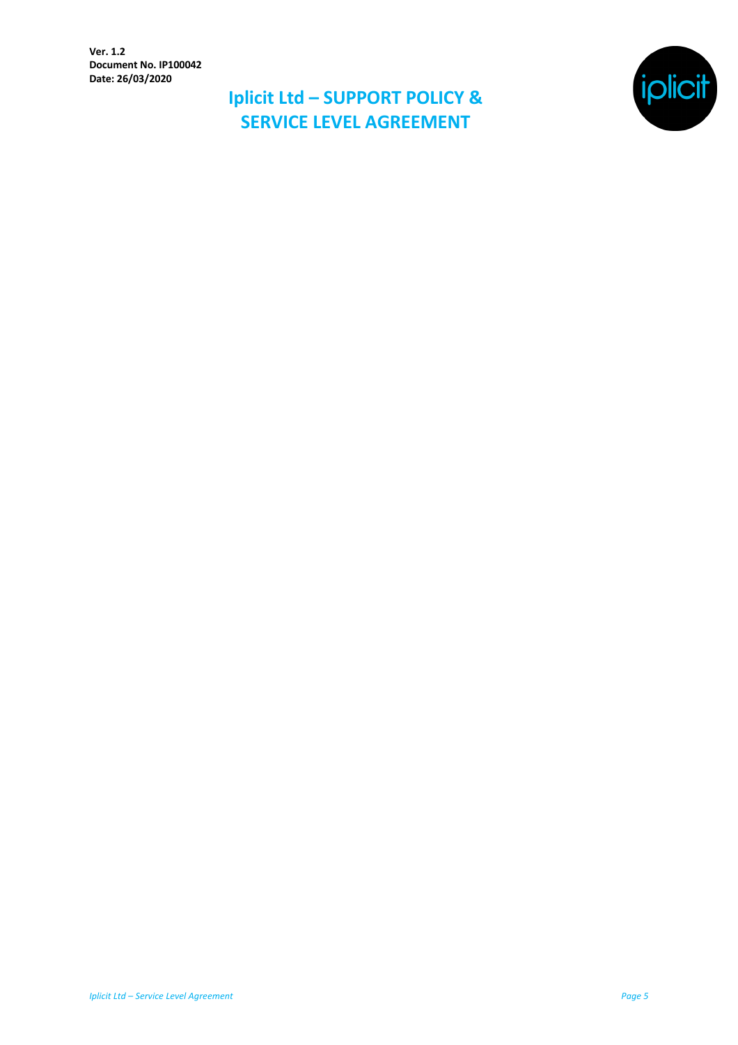**Ver. 1.2**
**Document No. IP100042**
**Date: 26/03/2020**

# Iplicit Ltd – SUPPORT POLICY & SERVICE LEVEL AGREEMENT